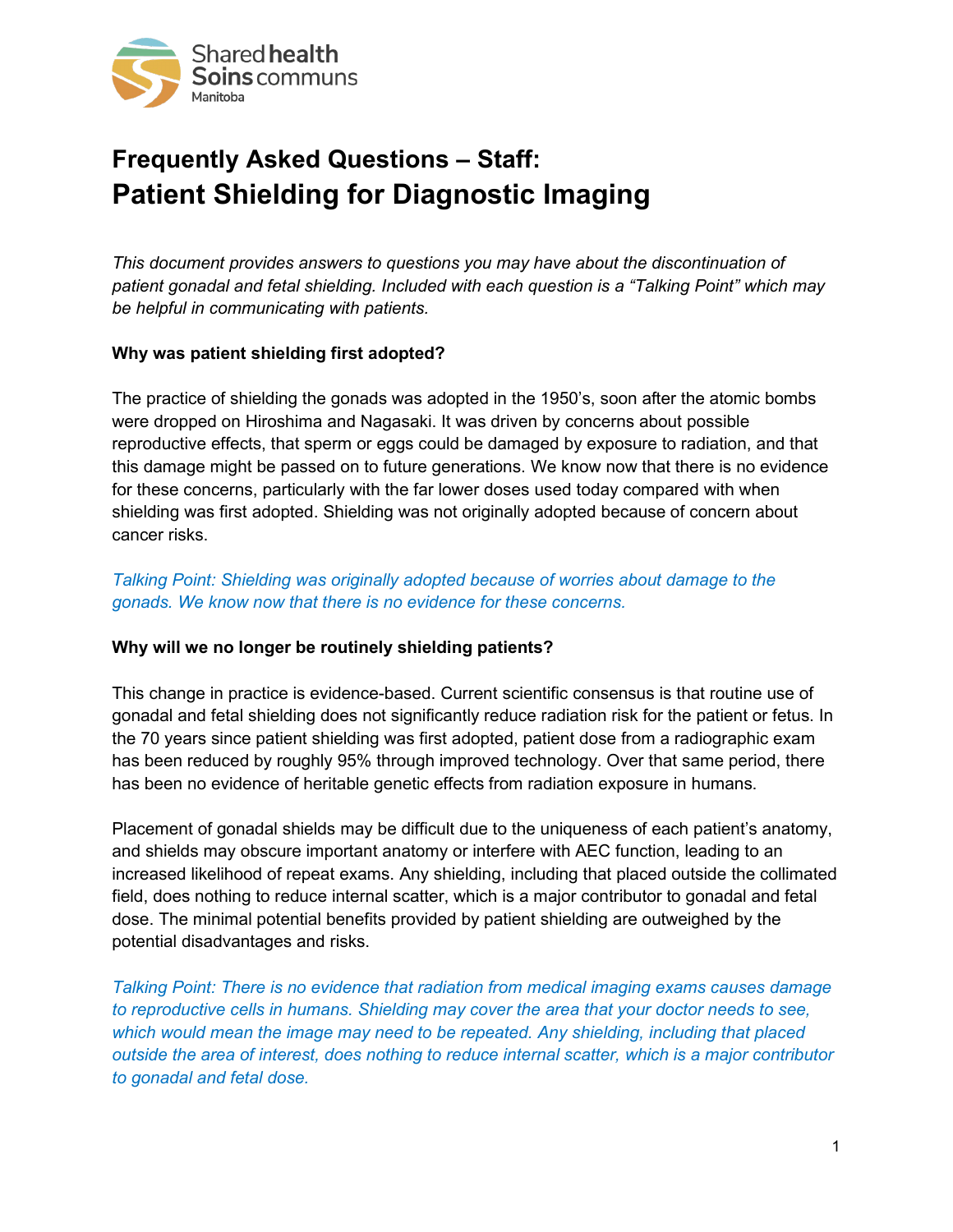# Frequently Asked Questions – Staff:
# Patient Shielding for Diagnostic Imaging

*This document provides answers to questions you may have about the discontinuation of patient gonadal and fetal shielding. Included with each question is a "Talking Point" which may be helpful in communicating with patients.*

**Why was patient shielding first adopted?**

The practice of shielding the gonads was adopted in the 1950's, soon after the atomic bombs were dropped on Hiroshima and Nagasaki. It was driven by concerns about possible reproductive effects, that sperm or eggs could be damaged by exposure to radiation, and that this damage might be passed on to future generations. We know now that there is no evidence for these concerns, particularly with the far lower doses used today compared with when shielding was first adopted. Shielding was not originally adopted because of concern about cancer risks.

*Talking Point: Shielding was originally adopted because of worries about damage to the gonads. We know now that there is no evidence for these concerns.*

**Why will we no longer be routinely shielding patients?**

This change in practice is evidence-based. Current scientific consensus is that routine use of gonadal and fetal shielding does not significantly reduce radiation risk for the patient or fetus. In the 70 years since patient shielding was first adopted, patient dose from a radiographic exam has been reduced by roughly 95% through improved technology. Over that same period, there has been no evidence of heritable genetic effects from radiation exposure in humans.

Placement of gonadal shields may be difficult due to the uniqueness of each patient's anatomy, and shields may obscure important anatomy or interfere with AEC function, leading to an increased likelihood of repeat exams. Any shielding, including that placed outside the collimated field, does nothing to reduce internal scatter, which is a major contributor to gonadal and fetal dose. The minimal potential benefits provided by patient shielding are outweighed by the potential disadvantages and risks.

*Talking Point: There is no evidence that radiation from medical imaging exams causes damage to reproductive cells in humans. Shielding may cover the area that your doctor needs to see, which would mean the image may need to be repeated. Any shielding, including that placed outside the area of interest, does nothing to reduce internal scatter, which is a major contributor to gonadal and fetal dose.*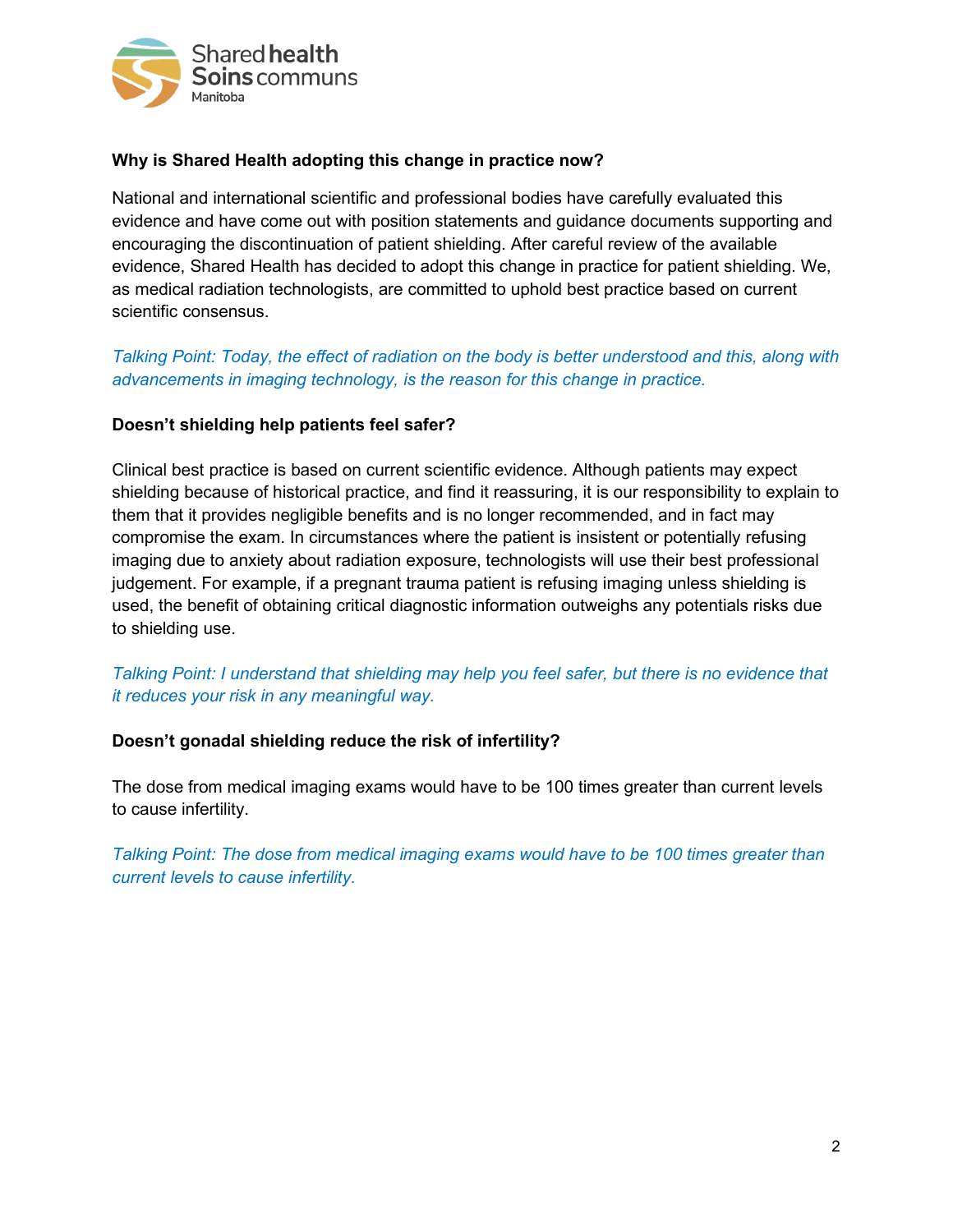### Why is Shared Health adopting this change in practice now?

National and international scientific and professional bodies have carefully evaluated this evidence and have come out with position statements and guidance documents supporting and encouraging the discontinuation of patient shielding. After careful review of the available evidence, Shared Health has decided to adopt this change in practice for patient shielding. We, as medical radiation technologists, are committed to uphold best practice based on current scientific consensus.

*Talking Point: Today, the effect of radiation on the body is better understood and this, along with advancements in imaging technology, is the reason for this change in practice.*

### Doesn't shielding help patients feel safer?

Clinical best practice is based on current scientific evidence. Although patients may expect shielding because of historical practice, and find it reassuring, it is our responsibility to explain to them that it provides negligible benefits and is no longer recommended, and in fact may compromise the exam. In circumstances where the patient is insistent or potentially refusing imaging due to anxiety about radiation exposure, technologists will use their best professional judgement. For example, if a pregnant trauma patient is refusing imaging unless shielding is used, the benefit of obtaining critical diagnostic information outweighs any potentials risks due to shielding use.

*Talking Point: I understand that shielding may help you feel safer, but there is no evidence that it reduces your risk in any meaningful way.*

### Doesn't gonadal shielding reduce the risk of infertility?

The dose from medical imaging exams would have to be 100 times greater than current levels to cause infertility.

*Talking Point: The dose from medical imaging exams would have to be 100 times greater than current levels to cause infertility.*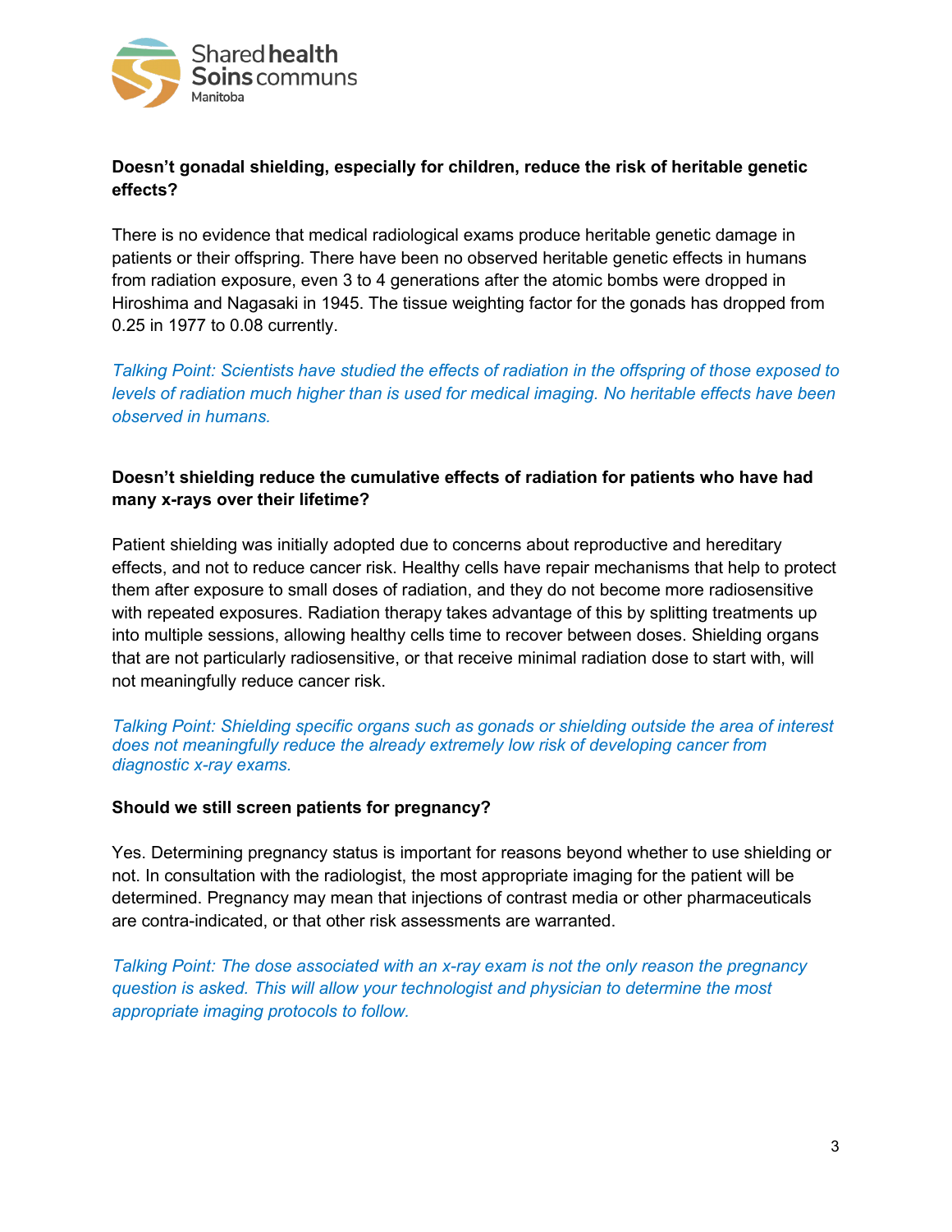**Doesn't gonadal shielding, especially for children, reduce the risk of heritable genetic effects?**

There is no evidence that medical radiological exams produce heritable genetic damage in patients or their offspring. There have been no observed heritable genetic effects in humans from radiation exposure, even 3 to 4 generations after the atomic bombs were dropped in Hiroshima and Nagasaki in 1945. The tissue weighting factor for the gonads has dropped from 0.25 in 1977 to 0.08 currently.

*Talking Point: Scientists have studied the effects of radiation in the offspring of those exposed to levels of radiation much higher than is used for medical imaging. No heritable effects have been observed in humans.*

**Doesn't shielding reduce the cumulative effects of radiation for patients who have had many x-rays over their lifetime?**

Patient shielding was initially adopted due to concerns about reproductive and hereditary effects, and not to reduce cancer risk. Healthy cells have repair mechanisms that help to protect them after exposure to small doses of radiation, and they do not become more radiosensitive with repeated exposures. Radiation therapy takes advantage of this by splitting treatments up into multiple sessions, allowing healthy cells time to recover between doses. Shielding organs that are not particularly radiosensitive, or that receive minimal radiation dose to start with, will not meaningfully reduce cancer risk.

*Talking Point: Shielding specific organs such as gonads or shielding outside the area of interest does not meaningfully reduce the already extremely low risk of developing cancer from diagnostic x-ray exams.*

**Should we still screen patients for pregnancy?**

Yes. Determining pregnancy status is important for reasons beyond whether to use shielding or not. In consultation with the radiologist, the most appropriate imaging for the patient will be determined. Pregnancy may mean that injections of contrast media or other pharmaceuticals are contra-indicated, or that other risk assessments are warranted.

*Talking Point: The dose associated with an x-ray exam is not the only reason the pregnancy question is asked. This will allow your technologist and physician to determine the most appropriate imaging protocols to follow.*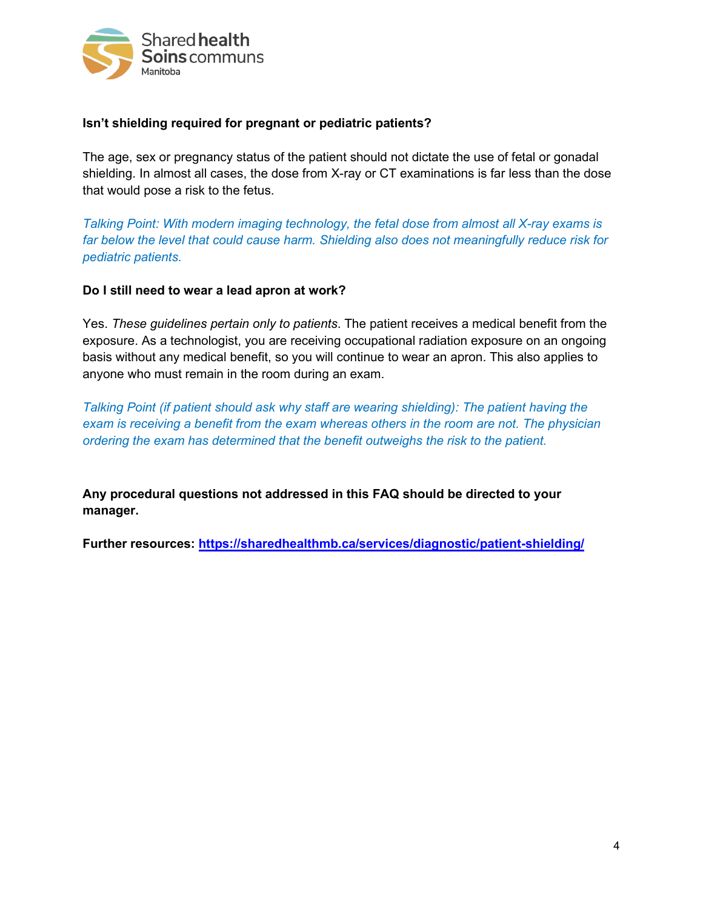**Isn't shielding required for pregnant or pediatric patients?**

The age, sex or pregnancy status of the patient should not dictate the use of fetal or gonadal shielding. In almost all cases, the dose from X-ray or CT examinations is far less than the dose that would pose a risk to the fetus.

*Talking Point: With modern imaging technology, the fetal dose from almost all X-ray exams is far below the level that could cause harm. Shielding also does not meaningfully reduce risk for pediatric patients.*

**Do I still need to wear a lead apron at work?**

Yes. *These guidelines pertain only to patients*. The patient receives a medical benefit from the exposure. As a technologist, you are receiving occupational radiation exposure on an ongoing basis without any medical benefit, so you will continue to wear an apron. This also applies to anyone who must remain in the room during an exam.

*Talking Point (if patient should ask why staff are wearing shielding): The patient having the exam is receiving a benefit from the exam whereas others in the room are not. The physician ordering the exam has determined that the benefit outweighs the risk to the patient.*

**Any procedural questions not addressed in this FAQ should be directed to your manager.**

**Further resources: https://sharedhealthmb.ca/services/diagnostic/patient-shielding/**